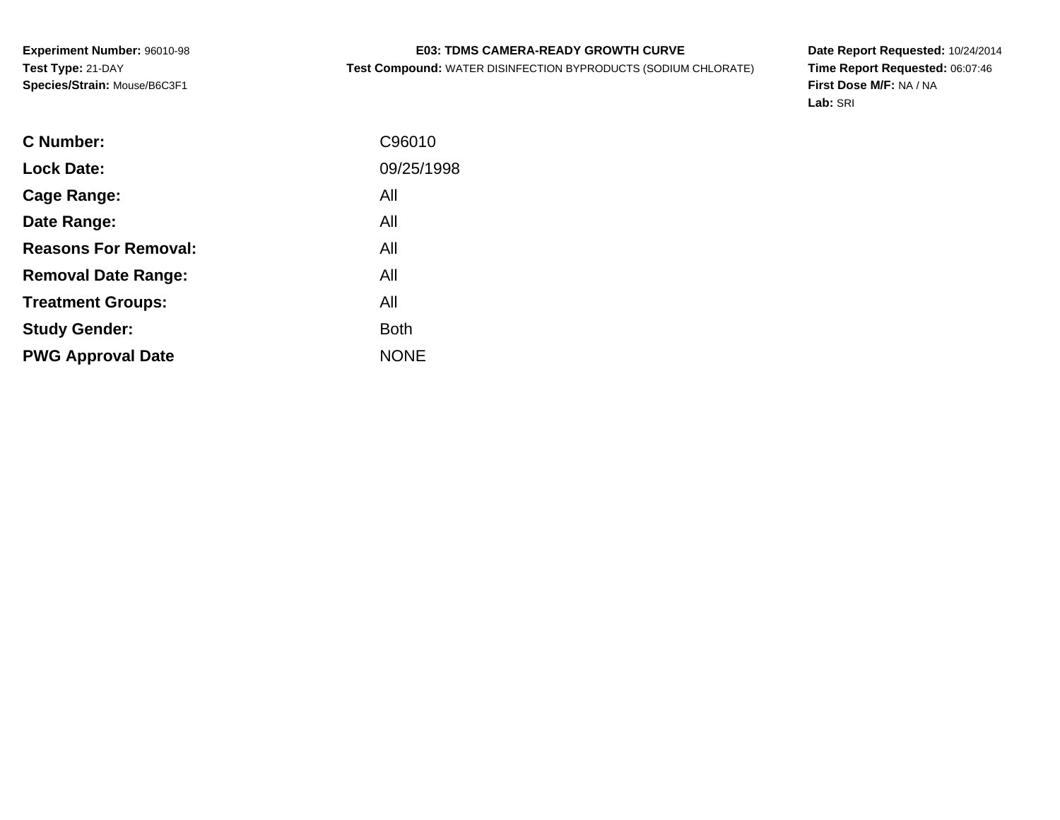**Experiment Number:** 96010-98
**Test Type:** 21-DAY
**Species/Strain:** Mouse/B6C3F1

**E03: TDMS CAMERA-READY GROWTH CURVE**
**Test Compound:** WATER DISINFECTION BYPRODUCTS (SODIUM CHLORATE)

**Date Report Requested:** 10/24/2014
**Time Report Requested:** 06:07:46
**First Dose M/F:** NA / NA
**Lab:** SRI

| | |
|---|---|
| **C Number:** | C96010 |
| **Lock Date:** | 09/25/1998 |
| **Cage Range:** | All |
| **Date Range:** | All |
| **Reasons For Removal:** | All |
| **Removal Date Range:** | All |
| **Treatment Groups:** | All |
| **Study Gender:** | Both |
| **PWG Approval Date** | NONE |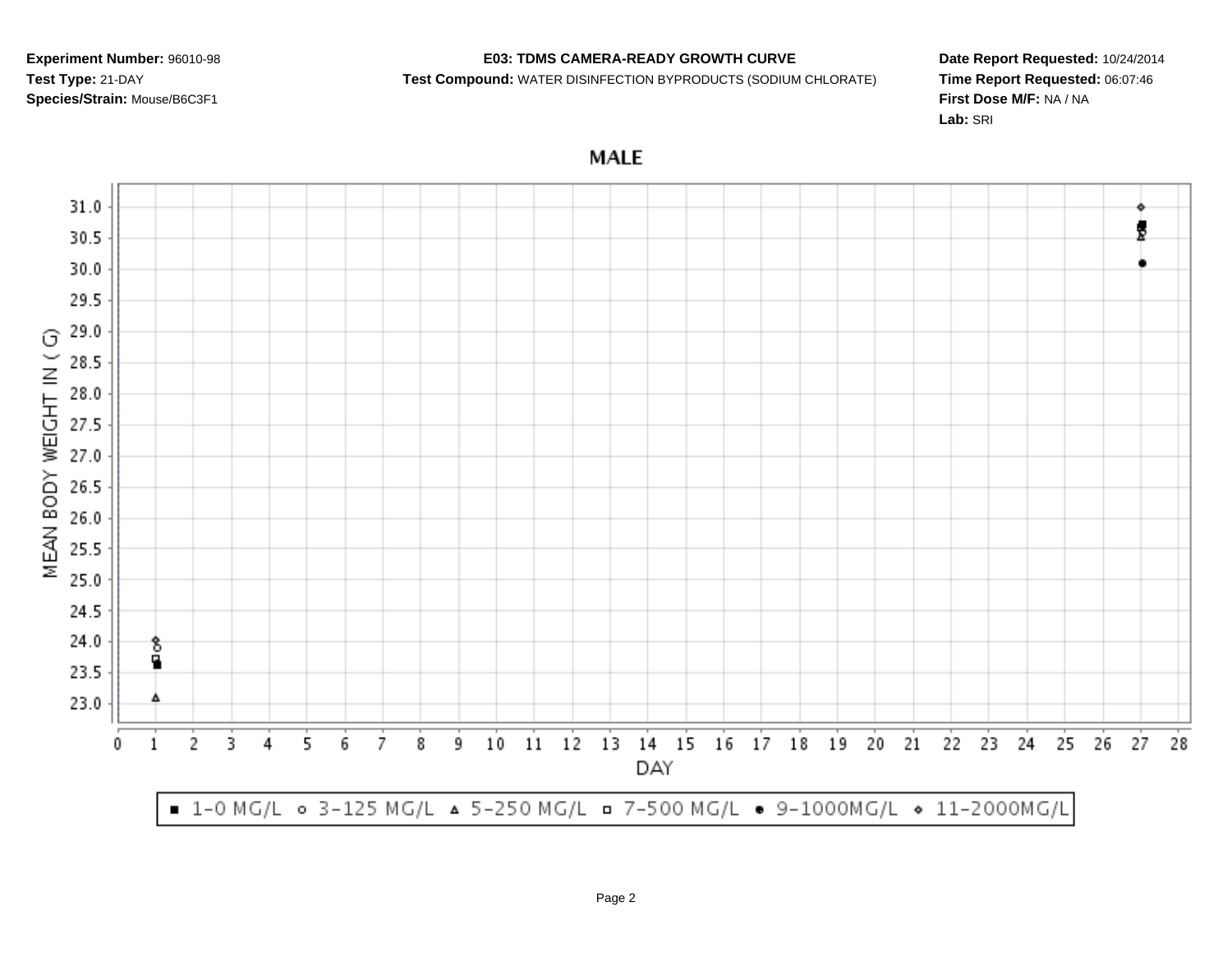**Experiment Number:** 96010-98
**Test Type:** 21-DAY
**Species/Strain:** Mouse/B6C3F1

**E03: TDMS CAMERA-READY GROWTH CURVE**
**Test Compound:** WATER DISINFECTION BYPRODUCTS (SODIUM CHLORATE)

**Date Report Requested:** 10/24/2014
**Time Report Requested:** 06:07:46
**First Dose M/F:** NA / NA
**Lab:** SRI

## MALE

MEAN BODY WEIGHT IN ( G)

31.0
30.5
30.0
29.5
29.0
28.5
28.0
27.5
27.0
26.5
26.0
25.5
25.0
24.5
24.0
23.5
23.0

0 1 2 3 4 5 6 7 8 9 10 11 12 13 14 15 16 17 18 19 20 21 22 23 24 25 26 27 28

DAY

■ 1-0 MG/L ○ 3-125 MG/L △ 5-250 MG/L □ 7-500 MG/L ● 9-1000MG/L ◇ 11-2000MG/L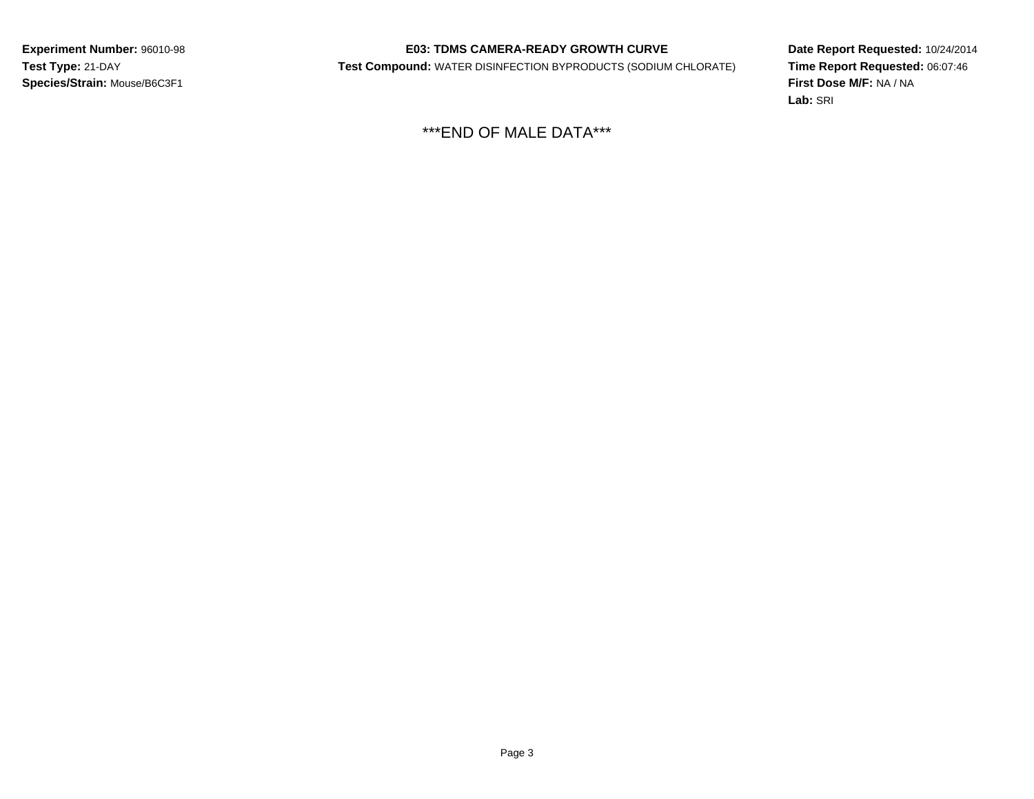**Experiment Number:** 96010-98
**Test Type:** 21-DAY
**Species/Strain:** Mouse/B6C3F1

**E03: TDMS CAMERA-READY GROWTH CURVE**
**Test Compound:** WATER DISINFECTION BYPRODUCTS (SODIUM CHLORATE)

**Date Report Requested:** 10/24/2014
**Time Report Requested:** 06:07:46
**First Dose M/F:** NA / NA
**Lab:** SRI

***END OF MALE DATA***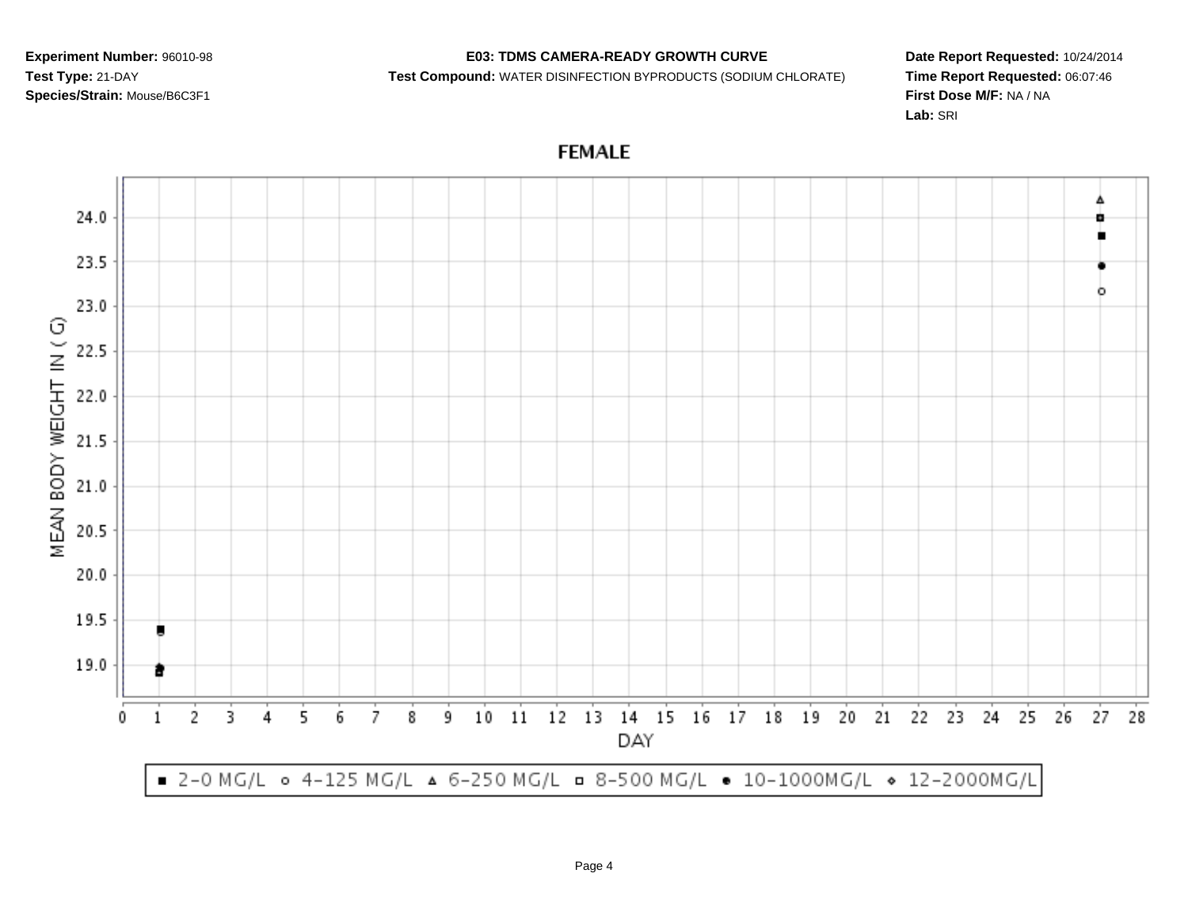**Experiment Number:** 96010-98
**Test Type:** 21-DAY
**Species/Strain:** Mouse/B6C3F1

**E03: TDMS CAMERA-READY GROWTH CURVE**
**Test Compound:** WATER DISINFECTION BYPRODUCTS (SODIUM CHLORATE)

**Date Report Requested:** 10/24/2014
**Time Report Requested:** 06:07:46
**First Dose M/F:** NA / NA
**Lab:** SRI

## FEMALE

MEAN BODY WEIGHT IN ( G )

DAY

■ 2-0 MG/L ○ 4-125 MG/L △ 6-250 MG/L □ 8-500 MG/L ● 10-1000MG/L ◇ 12-2000MG/L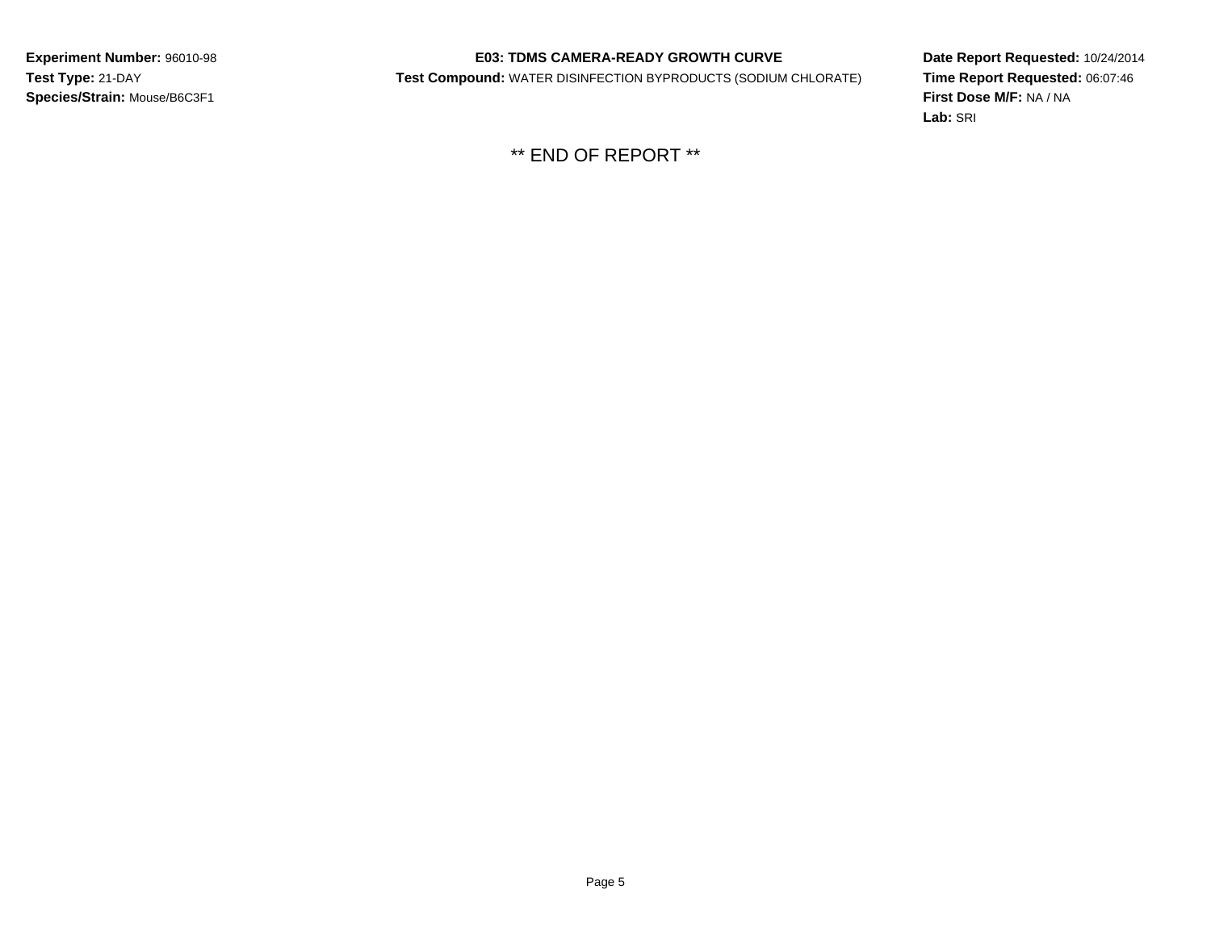**Experiment Number:** 96010-98
**Test Type:** 21-DAY
**Species/Strain:** Mouse/B6C3F1

**E03: TDMS CAMERA-READY GROWTH CURVE**
**Test Compound:** WATER DISINFECTION BYPRODUCTS (SODIUM CHLORATE)

**Date Report Requested:** 10/24/2014
**Time Report Requested:** 06:07:46
**First Dose M/F:** NA / NA
**Lab:** SRI

** END OF REPORT **